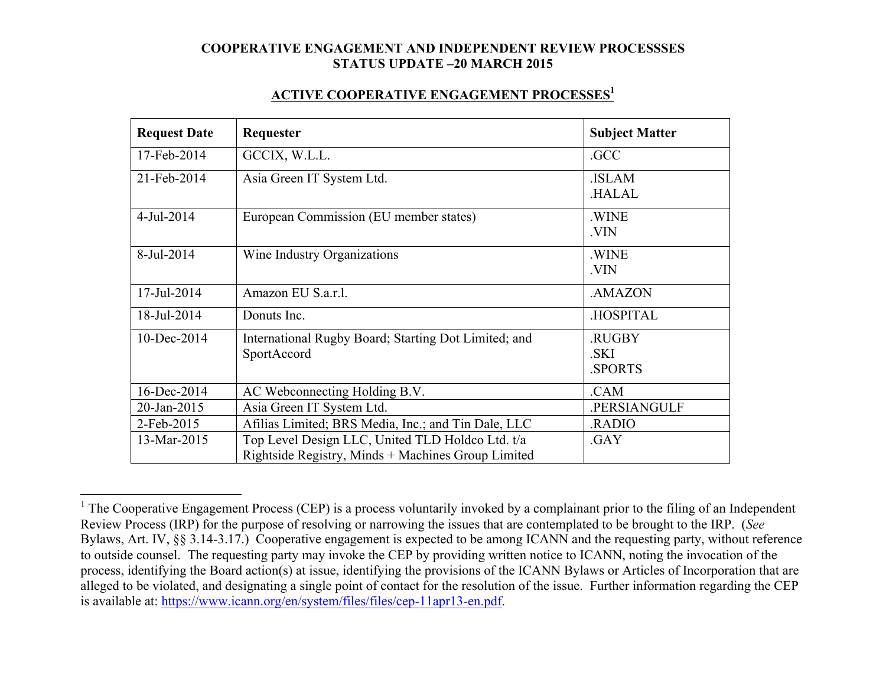# COOPERATIVE ENGAGEMENT AND INDEPENDENT REVIEW PROCESSSES
# STATUS UPDATE –20 MARCH 2015

## ACTIVE COOPERATIVE ENGAGEMENT PROCESSES[1]

| Request Date | Requester | Subject Matter |
|---|---|---|
| 17-Feb-2014 | GCCIX, W.L.L. | .GCC |
| 21-Feb-2014 | Asia Green IT System Ltd. | .ISLAM<br>.HALAL |
| 4-Jul-2014 | European Commission (EU member states) | .WINE<br>.VIN |
| 8-Jul-2014 | Wine Industry Organizations | .WINE<br>.VIN |
| 17-Jul-2014 | Amazon EU S.a.r.l. | .AMAZON |
| 18-Jul-2014 | Donuts Inc. | .HOSPITAL |
| 10-Dec-2014 | International Rugby Board; Starting Dot Limited; and SportAccord | .RUGBY<br>.SKI<br>.SPORTS |
| 16-Dec-2014 | AC Webconnecting Holding B.V. | .CAM |
| 20-Jan-2015 | Asia Green IT System Ltd. | .PERSIANGULF |
| 2-Feb-2015 | Afilias Limited; BRS Media, Inc.; and Tin Dale, LLC | .RADIO |
| 13-Mar-2015 | Top Level Design LLC, United TLD Holdco Ltd. t/a Rightside Registry, Minds + Machines Group Limited | .GAY |

---

[1] The Cooperative Engagement Process (CEP) is a process voluntarily invoked by a complainant prior to the filing of an Independent Review Process (IRP) for the purpose of resolving or narrowing the issues that are contemplated to be brought to the IRP. (*See* Bylaws, Art. IV, §§ 3.14-3.17.) Cooperative engagement is expected to be among ICANN and the requesting party, without reference to outside counsel. The requesting party may invoke the CEP by providing written notice to ICANN, noting the invocation of the process, identifying the Board action(s) at issue, identifying the provisions of the ICANN Bylaws or Articles of Incorporation that are alleged to be violated, and designating a single point of contact for the resolution of the issue. Further information regarding the CEP is available at: https://www.icann.org/en/system/files/files/cep-11apr13-en.pdf.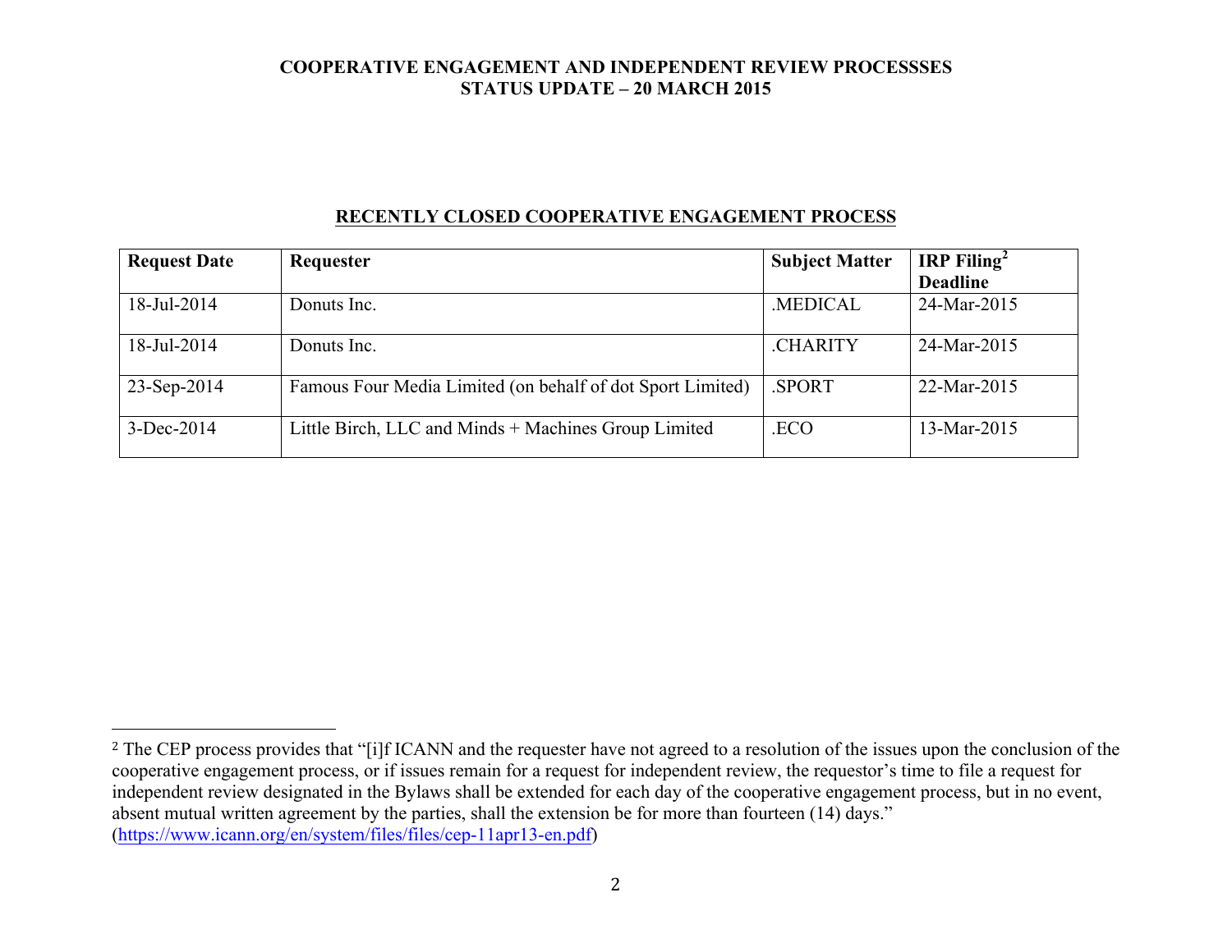**COOPERATIVE ENGAGEMENT AND INDEPENDENT REVIEW PROCESSSES**
**STATUS UPDATE – 20 MARCH 2015**

## RECENTLY CLOSED COOPERATIVE ENGAGEMENT PROCESS

| Request Date | Requester | Subject Matter | IRP Filing[2] Deadline |
|---|---|---|---|
| 18-Jul-2014 | Donuts Inc. | .MEDICAL | 24-Mar-2015 |
| 18-Jul-2014 | Donuts Inc. | .CHARITY | 24-Mar-2015 |
| 23-Sep-2014 | Famous Four Media Limited (on behalf of dot Sport Limited) | .SPORT | 22-Mar-2015 |
| 3-Dec-2014 | Little Birch, LLC and Minds + Machines Group Limited | .ECO | 13-Mar-2015 |

---

[2] The CEP process provides that "[i]f ICANN and the requester have not agreed to a resolution of the issues upon the conclusion of the cooperative engagement process, or if issues remain for a request for independent review, the requestor's time to file a request for independent review designated in the Bylaws shall be extended for each day of the cooperative engagement process, but in no event, absent mutual written agreement by the parties, shall the extension be for more than fourteen (14) days." (https://www.icann.org/en/system/files/files/cep-11apr13-en.pdf)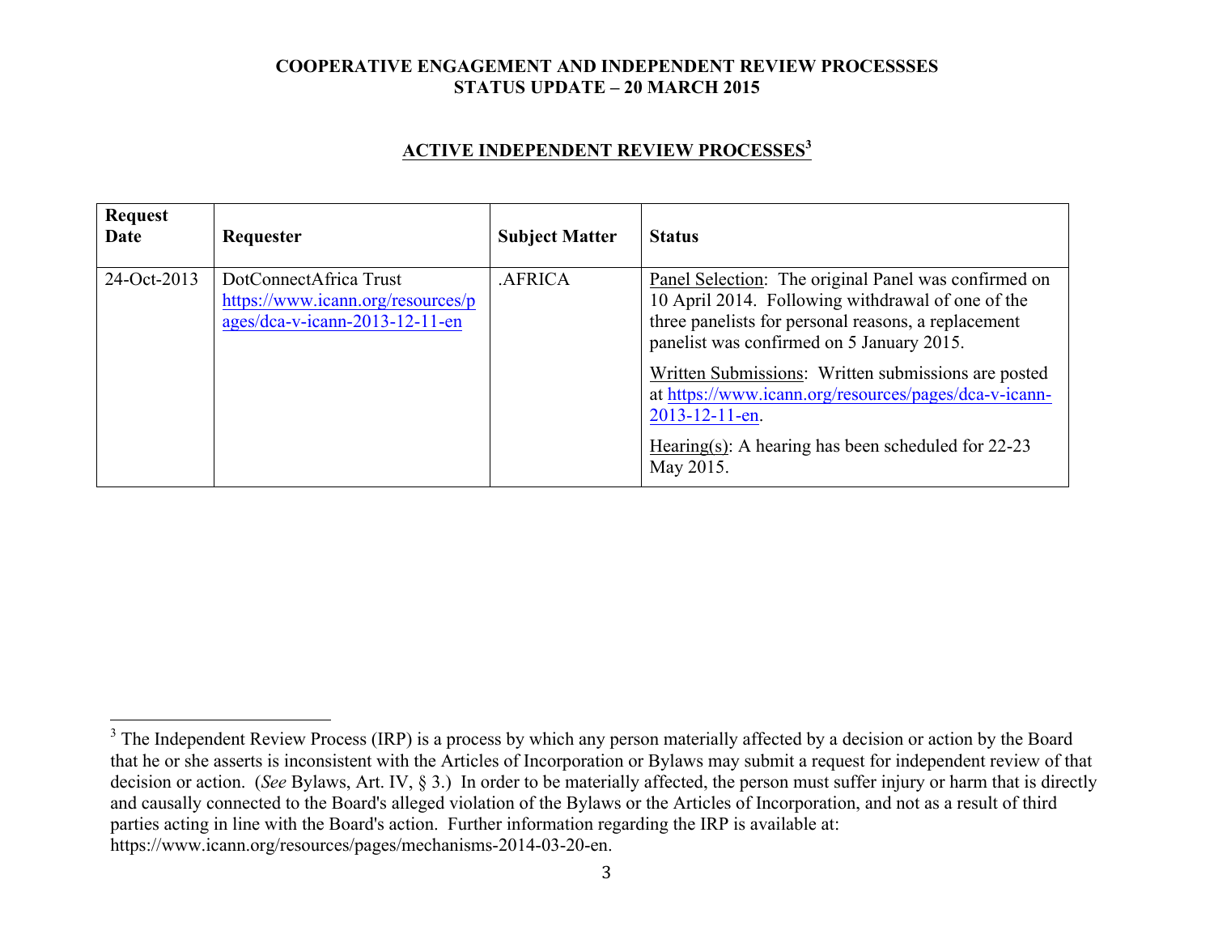**COOPERATIVE ENGAGEMENT AND INDEPENDENT REVIEW PROCESSSES**
**STATUS UPDATE – 20 MARCH 2015**

## ACTIVE INDEPENDENT REVIEW PROCESSES[3]

| Request Date | Requester | Subject Matter | Status |
|---|---|---|---|
| 24-Oct-2013 | DotConnectAfrica Trust https://www.icann.org/resources/pages/dca-v-icann-2013-12-11-en | .AFRICA | Panel Selection: The original Panel was confirmed on 10 April 2014. Following withdrawal of one of the three panelists for personal reasons, a replacement panelist was confirmed on 5 January 2015.<br><br>Written Submissions: Written submissions are posted at https://www.icann.org/resources/pages/dca-v-icann-2013-12-11-en.<br><br>Hearing(s): A hearing has been scheduled for 22-23 May 2015. |

[3] The Independent Review Process (IRP) is a process by which any person materially affected by a decision or action by the Board that he or she asserts is inconsistent with the Articles of Incorporation or Bylaws may submit a request for independent review of that decision or action. (*See* Bylaws, Art. IV, § 3.) In order to be materially affected, the person must suffer injury or harm that is directly and causally connected to the Board's alleged violation of the Bylaws or the Articles of Incorporation, and not as a result of third parties acting in line with the Board's action. Further information regarding the IRP is available at: https://www.icann.org/resources/pages/mechanisms-2014-03-20-en.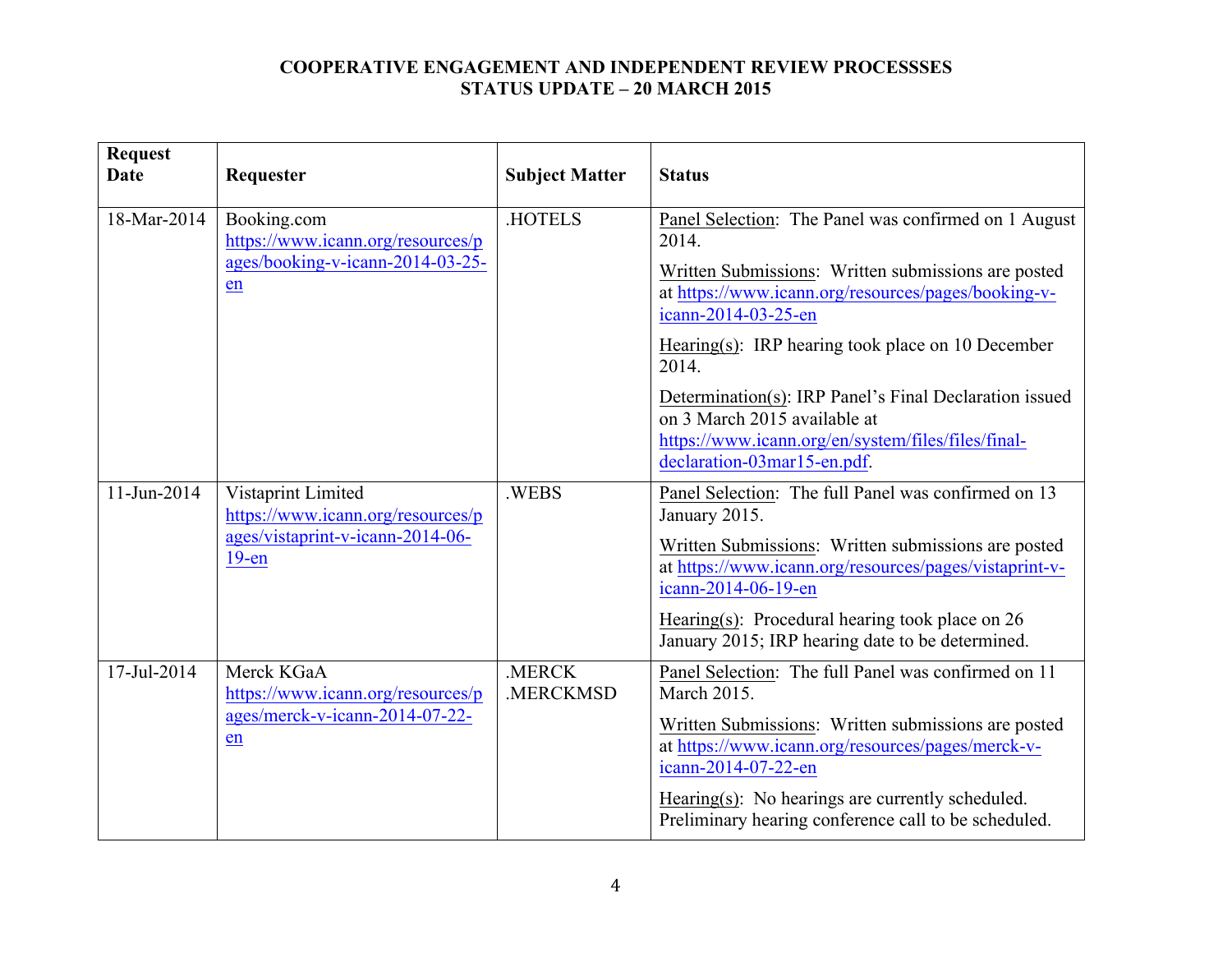**COOPERATIVE ENGAGEMENT AND INDEPENDENT REVIEW PROCESSSES**
**STATUS UPDATE – 20 MARCH 2015**

| Request Date | Requester | Subject Matter | Status |
|---|---|---|---|
| 18-Mar-2014 | Booking.com https://www.icann.org/resources/pages/booking-v-icann-2014-03-25-en | .HOTELS | Panel Selection: The Panel was confirmed on 1 August 2014.<br><br>Written Submissions: Written submissions are posted at https://www.icann.org/resources/pages/booking-v-icann-2014-03-25-en<br><br>Hearing(s): IRP hearing took place on 10 December 2014.<br><br>Determination(s): IRP Panel's Final Declaration issued on 3 March 2015 available at https://www.icann.org/en/system/files/files/final-declaration-03mar15-en.pdf. |
| 11-Jun-2014 | Vistaprint Limited https://www.icann.org/resources/pages/vistaprint-v-icann-2014-06-19-en | .WEBS | Panel Selection: The full Panel was confirmed on 13 January 2015.<br><br>Written Submissions: Written submissions are posted at https://www.icann.org/resources/pages/vistaprint-v-icann-2014-06-19-en<br><br>Hearing(s): Procedural hearing took place on 26 January 2015; IRP hearing date to be determined. |
| 17-Jul-2014 | Merck KGaA https://www.icann.org/resources/pages/merck-v-icann-2014-07-22-en | .MERCK .MERCKMSD | Panel Selection: The full Panel was confirmed on 11 March 2015.<br><br>Written Submissions: Written submissions are posted at https://www.icann.org/resources/pages/merck-v-icann-2014-07-22-en<br><br>Hearing(s): No hearings are currently scheduled. Preliminary hearing conference call to be scheduled. |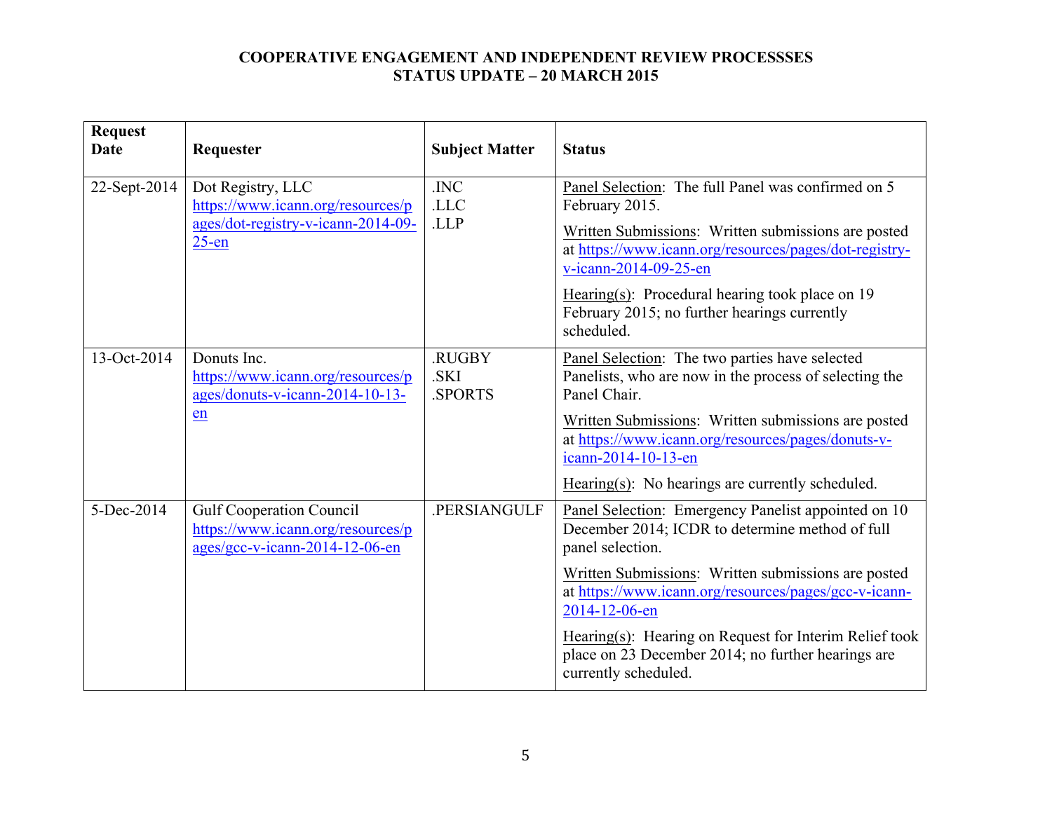**COOPERATIVE ENGAGEMENT AND INDEPENDENT REVIEW PROCESSSES**
**STATUS UPDATE – 20 MARCH 2015**

| Request Date | Requester | Subject Matter | Status |
|---|---|---|---|
| 22-Sept-2014 | Dot Registry, LLC https://www.icann.org/resources/pages/dot-registry-v-icann-2014-09-25-en | .INC<br>.LLC<br>.LLP | Panel Selection: The full Panel was confirmed on 5 February 2015.<br><br>Written Submissions: Written submissions are posted at https://www.icann.org/resources/pages/dot-registry-v-icann-2014-09-25-en<br><br>Hearing(s): Procedural hearing took place on 19 February 2015; no further hearings currently scheduled. |
| 13-Oct-2014 | Donuts Inc. https://www.icann.org/resources/pages/donuts-v-icann-2014-10-13-en | .RUGBY<br>.SKI<br>.SPORTS | Panel Selection: The two parties have selected Panelists, who are now in the process of selecting the Panel Chair.<br><br>Written Submissions: Written submissions are posted at https://www.icann.org/resources/pages/donuts-v-icann-2014-10-13-en<br><br>Hearing(s): No hearings are currently scheduled. |
| 5-Dec-2014 | Gulf Cooperation Council https://www.icann.org/resources/pages/gcc-v-icann-2014-12-06-en | .PERSIANGULF | Panel Selection: Emergency Panelist appointed on 10 December 2014; ICDR to determine method of full panel selection.<br><br>Written Submissions: Written submissions are posted at https://www.icann.org/resources/pages/gcc-v-icann-2014-12-06-en<br><br>Hearing(s): Hearing on Request for Interim Relief took place on 23 December 2014; no further hearings are currently scheduled. |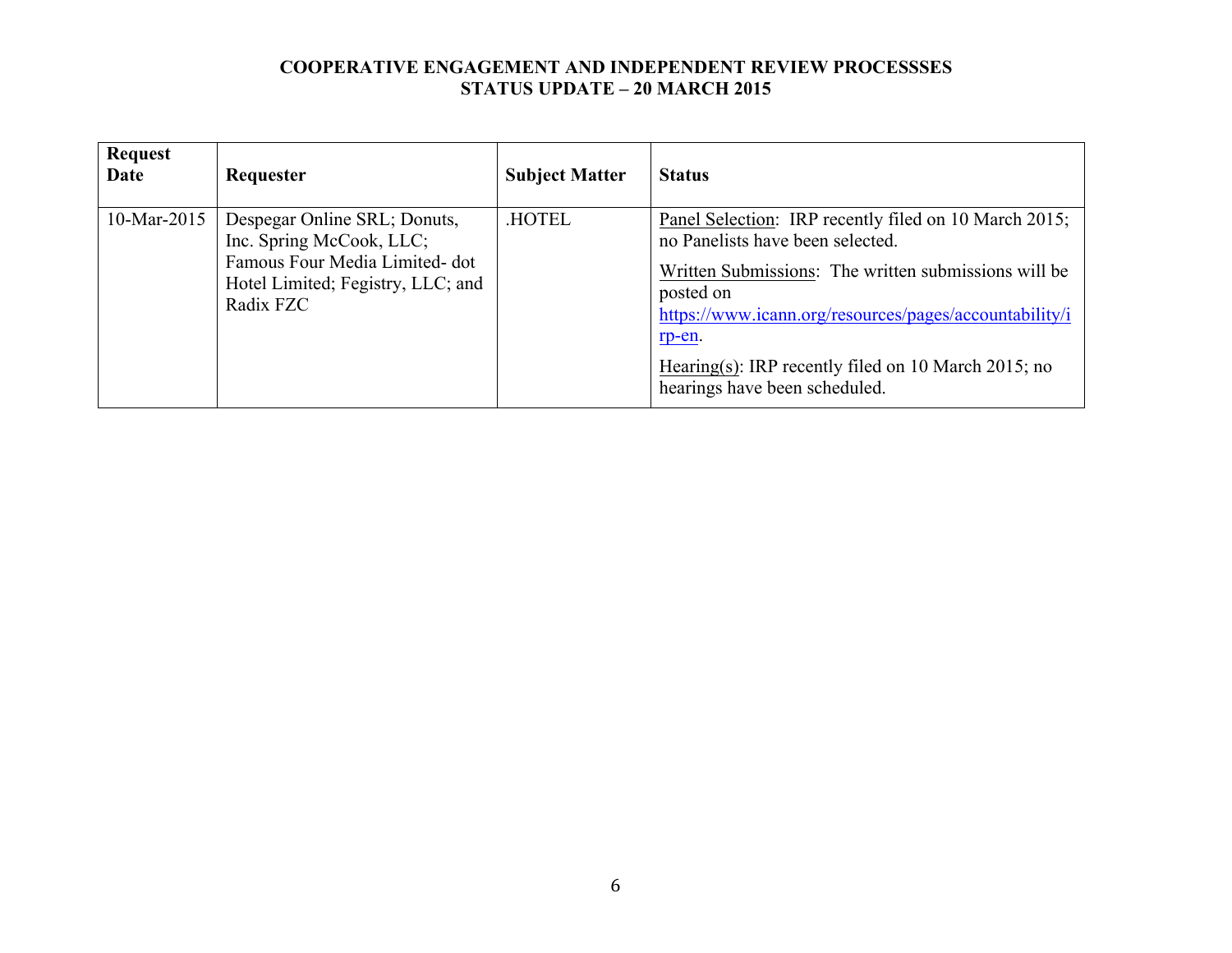**COOPERATIVE ENGAGEMENT AND INDEPENDENT REVIEW PROCESSSES**
**STATUS UPDATE – 20 MARCH 2015**

| Request Date | Requester | Subject Matter | Status |
|---|---|---|---|
| 10-Mar-2015 | Despegar Online SRL; Donuts, Inc. Spring McCook, LLC; Famous Four Media Limited- dot Hotel Limited; Fegistry, LLC; and Radix FZC | .HOTEL | Panel Selection: IRP recently filed on 10 March 2015; no Panelists have been selected.<br><br>Written Submissions: The written submissions will be posted on https://www.icann.org/resources/pages/accountability/irp-en.<br><br>Hearing(s): IRP recently filed on 10 March 2015; no hearings have been scheduled. |